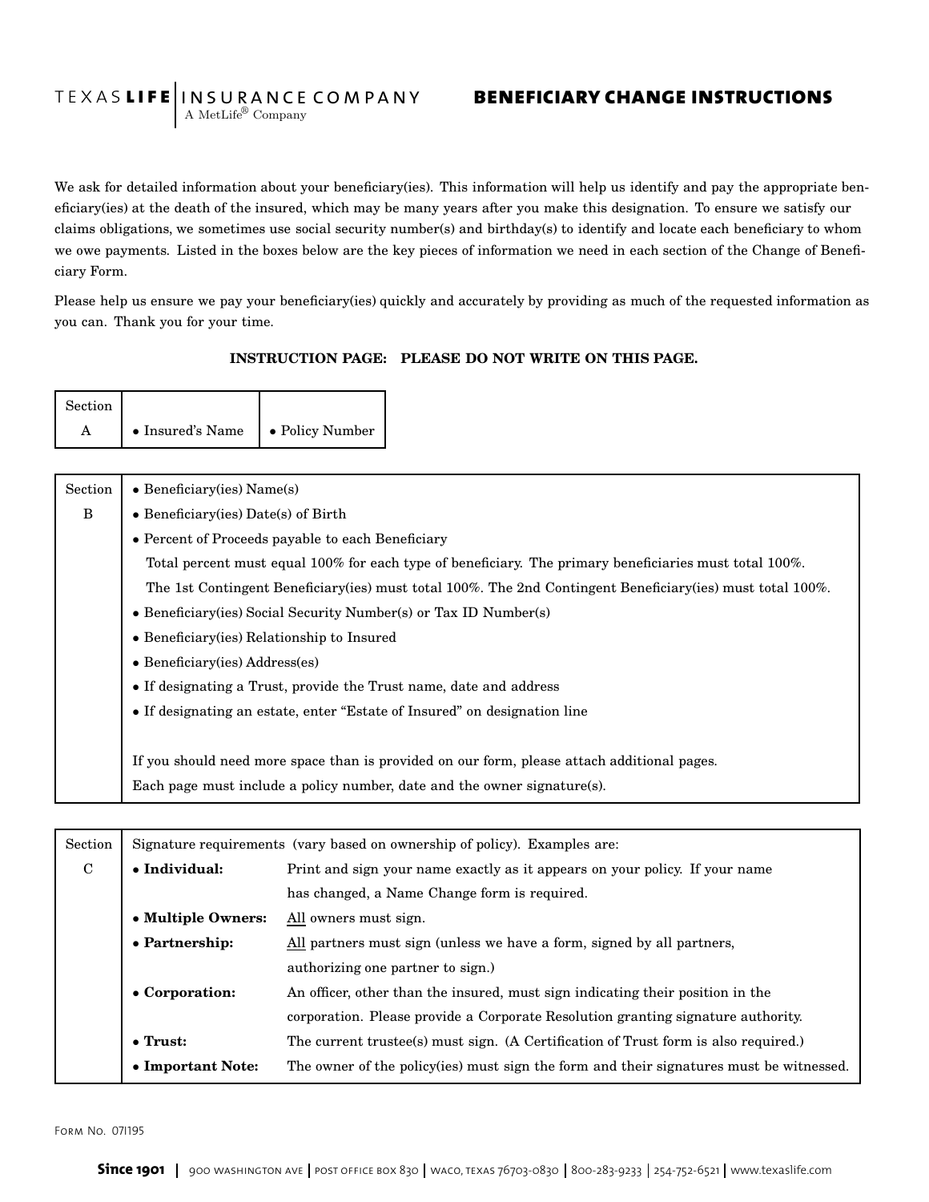TEXAS **LIFE** INSURANCE COMPANY
A MetLife® Company

# BENEFICIARY CHANGE INSTRUCTIONS

We ask for detailed information about your beneficiary(ies). This information will help us identify and pay the appropriate beneficiary(ies) at the death of the insured, which may be many years after you make this designation. To ensure we satisfy our claims obligations, we sometimes use social security number(s) and birthday(s) to identify and locate each beneficiary to whom we owe payments. Listed in the boxes below are the key pieces of information we need in each section of the Change of Beneficiary Form.

Please help us ensure we pay your beneficiary(ies) quickly and accurately by providing as much of the requested information as you can. Thank you for your time.

**INSTRUCTION PAGE: PLEASE DO NOT WRITE ON THIS PAGE.**

| Section A | • Insured's Name | • Policy Number |
|---|---|---|

| Section B | |
|---|---|
| | • Beneficiary(ies) Name(s) |
| | • Beneficiary(ies) Date(s) of Birth |
| | • Percent of Proceeds payable to each Beneficiary<br>Total percent must equal 100% for each type of beneficiary. The primary beneficiaries must total 100%.<br>The 1st Contingent Beneficiary(ies) must total 100%. The 2nd Contingent Beneficiary(ies) must total 100%. |
| | • Beneficiary(ies) Social Security Number(s) or Tax ID Number(s) |
| | • Beneficiary(ies) Relationship to Insured |
| | • Beneficiary(ies) Address(es) |
| | • If designating a Trust, provide the Trust name, date and address |
| | • If designating an estate, enter "Estate of Insured" on designation line |
| | If you should need more space than is provided on our form, please attach additional pages.<br>Each page must include a policy number, date and the owner signature(s). |

| Section C | Signature requirements (vary based on ownership of policy). Examples are: | |
|---|---|---|
| | **• Individual:** | Print and sign your name exactly as it appears on your policy. If your name has changed, a Name Change form is required. |
| | **• Multiple Owners:** | All owners must sign. |
| | **• Partnership:** | All partners must sign (unless we have a form, signed by all partners, authorizing one partner to sign.) |
| | **• Corporation:** | An officer, other than the insured, must sign indicating their position in the corporation. Please provide a Corporate Resolution granting signature authority. |
| | **• Trust:** | The current trustee(s) must sign. (A Certification of Trust form is also required.) |
| | **• Important Note:** | The owner of the policy(ies) must sign the form and their signatures must be witnessed. |

Form No. 07I195

**Since 1901** | 900 Washington Ave | Post Office Box 830 | Waco, Texas 76703-0830 | 800-283-9233 | 254-752-6521 | www.texaslife.com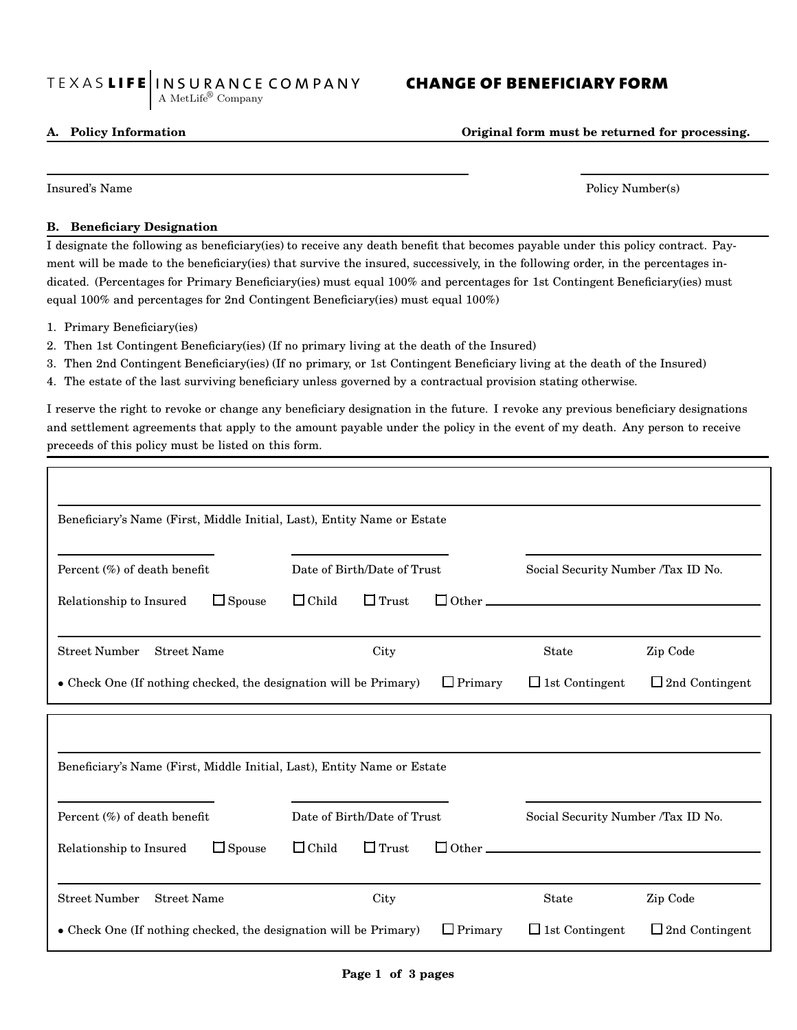TEXAS **LIFE** INSURANCE COMPANY
A MetLife® Company

# CHANGE OF BENEFICIARY FORM

**A. Policy Information** **Original form must be returned for processing.**

Insured's Name ____________________ Policy Number(s) ____________________

**B. Beneficiary Designation**

I designate the following as beneficiary(ies) to receive any death benefit that becomes payable under this policy contract. Payment will be made to the beneficiary(ies) that survive the insured, successively, in the following order, in the percentages indicated. (Percentages for Primary Beneficiary(ies) must equal 100% and percentages for 1st Contingent Beneficiary(ies) must equal 100% and percentages for 2nd Contingent Beneficiary(ies) must equal 100%)

1. Primary Beneficiary(ies)
2. Then 1st Contingent Beneficiary(ies) (If no primary living at the death of the Insured)
3. Then 2nd Contingent Beneficiary(ies) (If no primary, or 1st Contingent Beneficiary living at the death of the Insured)
4. The estate of the last surviving beneficiary unless governed by a contractual provision stating otherwise.

I reserve the right to revoke or change any beneficiary designation in the future. I revoke any previous beneficiary designations and settlement agreements that apply to the amount payable under the policy in the event of my death. Any person to receive preceeds of this policy must be listed on this form.

---

Beneficiary's Name (First, Middle Initial, Last), Entity Name or Estate ____________________

Percent (%) of death benefit ________ Date of Birth/Date of Trust ________ Social Security Number /Tax ID No. ________

Relationship to Insured ☐ Spouse ☐ Child ☐ Trust ☐ Other ____________________

Street Number Street Name ________ City ________ State ________ Zip Code ________

• Check One (If nothing checked, the designation will be Primary) ☐ Primary ☐ 1st Contingent ☐ 2nd Contingent

---

Beneficiary's Name (First, Middle Initial, Last), Entity Name or Estate ____________________

Percent (%) of death benefit ________ Date of Birth/Date of Trust ________ Social Security Number /Tax ID No. ________

Relationship to Insured ☐ Spouse ☐ Child ☐ Trust ☐ Other ____________________

Street Number Street Name ________ City ________ State ________ Zip Code ________

• Check One (If nothing checked, the designation will be Primary) ☐ Primary ☐ 1st Contingent ☐ 2nd Contingent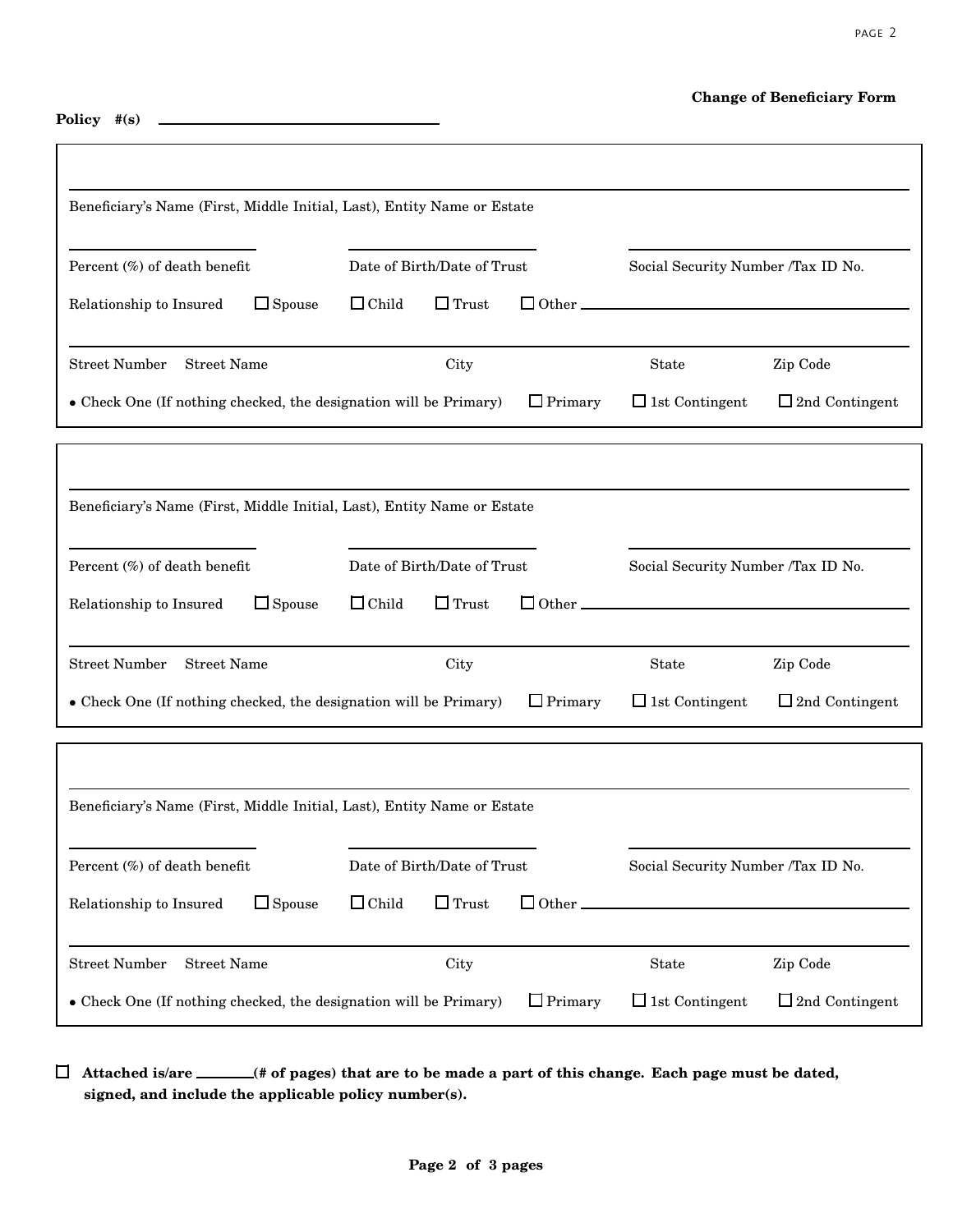**Change of Beneficiary Form**

**Policy #(s)** ______________________________

______________________________________________________________

Beneficiary's Name (First, Middle Initial, Last), Entity Name or Estate

_______________ _______________ _______________

Percent (%) of death benefit | Date of Birth/Date of Trust | Social Security Number /Tax ID No.

Relationship to Insured ☐ Spouse ☐ Child ☐ Trust ☐ Other ______________________

______________________________________________________________

Street Number Street Name | City | State | Zip Code

• Check One (If nothing checked, the designation will be Primary) ☐ Primary ☐ 1st Contingent ☐ 2nd Contingent

______________________________________________________________

Beneficiary's Name (First, Middle Initial, Last), Entity Name or Estate

_______________ _______________ _______________

Percent (%) of death benefit | Date of Birth/Date of Trust | Social Security Number /Tax ID No.

Relationship to Insured ☐ Spouse ☐ Child ☐ Trust ☐ Other ______________________

______________________________________________________________

Street Number Street Name | City | State | Zip Code

• Check One (If nothing checked, the designation will be Primary) ☐ Primary ☐ 1st Contingent ☐ 2nd Contingent

______________________________________________________________

Beneficiary's Name (First, Middle Initial, Last), Entity Name or Estate

_______________ _______________ _______________

Percent (%) of death benefit | Date of Birth/Date of Trust | Social Security Number /Tax ID No.

Relationship to Insured ☐ Spouse ☐ Child ☐ Trust ☐ Other ______________________

______________________________________________________________

Street Number Street Name | City | State | Zip Code

• Check One (If nothing checked, the designation will be Primary) ☐ Primary ☐ 1st Contingent ☐ 2nd Contingent

☐ **Attached is/are _______(# of pages) that are to be made a part of this change. Each page must be dated, signed, and include the applicable policy number(s).**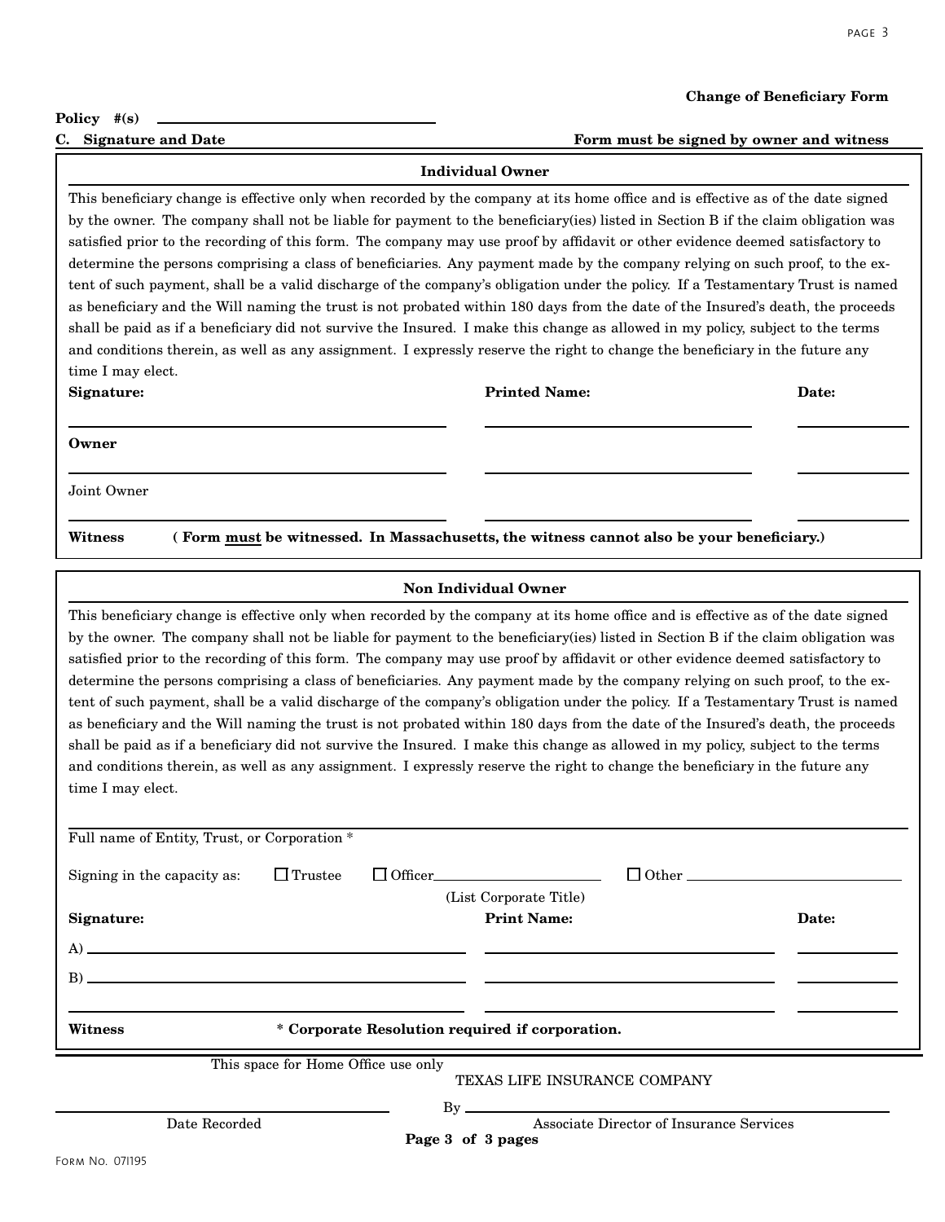**Change of Beneficiary Form**

**Policy #(s)** ______________________________

**C. Signature and Date** — **Form must be signed by owner and witness**

### Individual Owner

This beneficiary change is effective only when recorded by the company at its home office and is effective as of the date signed by the owner. The company shall not be liable for payment to the beneficiary(ies) listed in Section B if the claim obligation was satisfied prior to the recording of this form. The company may use proof by affidavit or other evidence deemed satisfactory to determine the persons comprising a class of beneficiaries. Any payment made by the company relying on such proof, to the extent of such payment, shall be a valid discharge of the company's obligation under the policy. If a Testamentary Trust is named as beneficiary and the Will naming the trust is not probated within 180 days from the date of the Insured's death, the proceeds shall be paid as if a beneficiary did not survive the Insured. I make this change as allowed in my policy, subject to the terms and conditions therein, as well as any assignment. I expressly reserve the right to change the beneficiary in the future any time I may elect.

| **Signature:** | **Printed Name:** | **Date:** |
| --- | --- | --- |
| **Owner** | | |
| Joint Owner | | |
| **Witness** | | |

**( Form must be witnessed. In Massachusetts, the witness cannot also be your beneficiary.)**

### Non Individual Owner

This beneficiary change is effective only when recorded by the company at its home office and is effective as of the date signed by the owner. The company shall not be liable for payment to the beneficiary(ies) listed in Section B if the claim obligation was satisfied prior to the recording of this form. The company may use proof by affidavit or other evidence deemed satisfactory to determine the persons comprising a class of beneficiaries. Any payment made by the company relying on such proof, to the extent of such payment, shall be a valid discharge of the company's obligation under the policy. If a Testamentary Trust is named as beneficiary and the Will naming the trust is not probated within 180 days from the date of the Insured's death, the proceeds shall be paid as if a beneficiary did not survive the Insured. I make this change as allowed in my policy, subject to the terms and conditions therein, as well as any assignment. I expressly reserve the right to change the beneficiary in the future any time I may elect.

______________________________
Full name of Entity, Trust, or Corporation *

Signing in the capacity as: ☐ Trustee ☐ Officer ____________ ☐ Other ____________
(List Corporate Title)

| **Signature:** | **Print Name:** | **Date:** |
| --- | --- | --- |
| A) | | |
| B) | | |
| **Witness** | | |

**\* Corporate Resolution required if corporation.**

This space for Home Office use only

TEXAS LIFE INSURANCE COMPANY

______________________________ By ______________________________
Date Recorded — Associate Director of Insurance Services

Form No. 071195